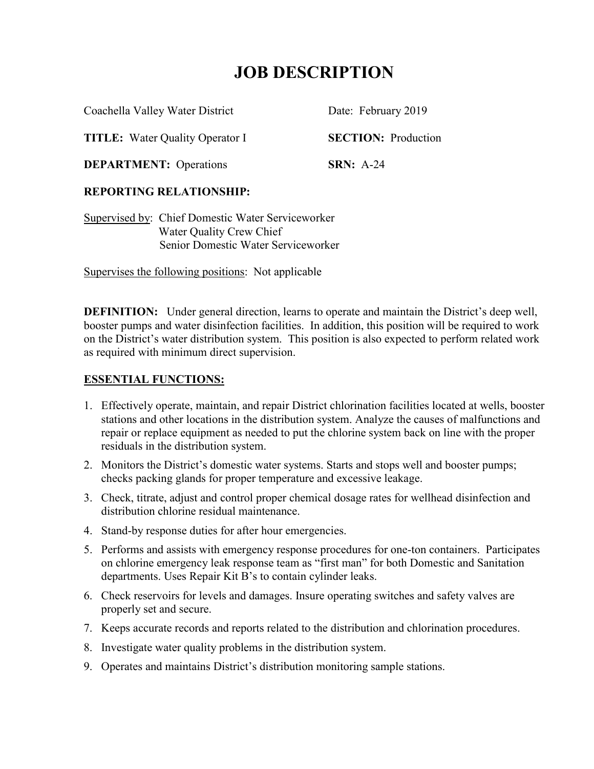# JOB DESCRIPTION

Coachella Valley Water District — Date: February 2019

**TITLE:** Water Quality Operator I — **SECTION:** Production

**DEPARTMENT:** Operations — **SRN:** A-24

**REPORTING RELATIONSHIP:**

Supervised by: Chief Domestic Water Serviceworker
Water Quality Crew Chief
Senior Domestic Water Serviceworker

Supervises the following positions: Not applicable

**DEFINITION:** Under general direction, learns to operate and maintain the District's deep well, booster pumps and water disinfection facilities. In addition, this position will be required to work on the District's water distribution system. This position is also expected to perform related work as required with minimum direct supervision.

## ESSENTIAL FUNCTIONS:

1. Effectively operate, maintain, and repair District chlorination facilities located at wells, booster stations and other locations in the distribution system. Analyze the causes of malfunctions and repair or replace equipment as needed to put the chlorine system back on line with the proper residuals in the distribution system.
2. Monitors the District's domestic water systems. Starts and stops well and booster pumps; checks packing glands for proper temperature and excessive leakage.
3. Check, titrate, adjust and control proper chemical dosage rates for wellhead disinfection and distribution chlorine residual maintenance.
4. Stand-by response duties for after hour emergencies.
5. Performs and assists with emergency response procedures for one-ton containers. Participates on chlorine emergency leak response team as "first man" for both Domestic and Sanitation departments. Uses Repair Kit B's to contain cylinder leaks.
6. Check reservoirs for levels and damages. Insure operating switches and safety valves are properly set and secure.
7. Keeps accurate records and reports related to the distribution and chlorination procedures.
8. Investigate water quality problems in the distribution system.
9. Operates and maintains District's distribution monitoring sample stations.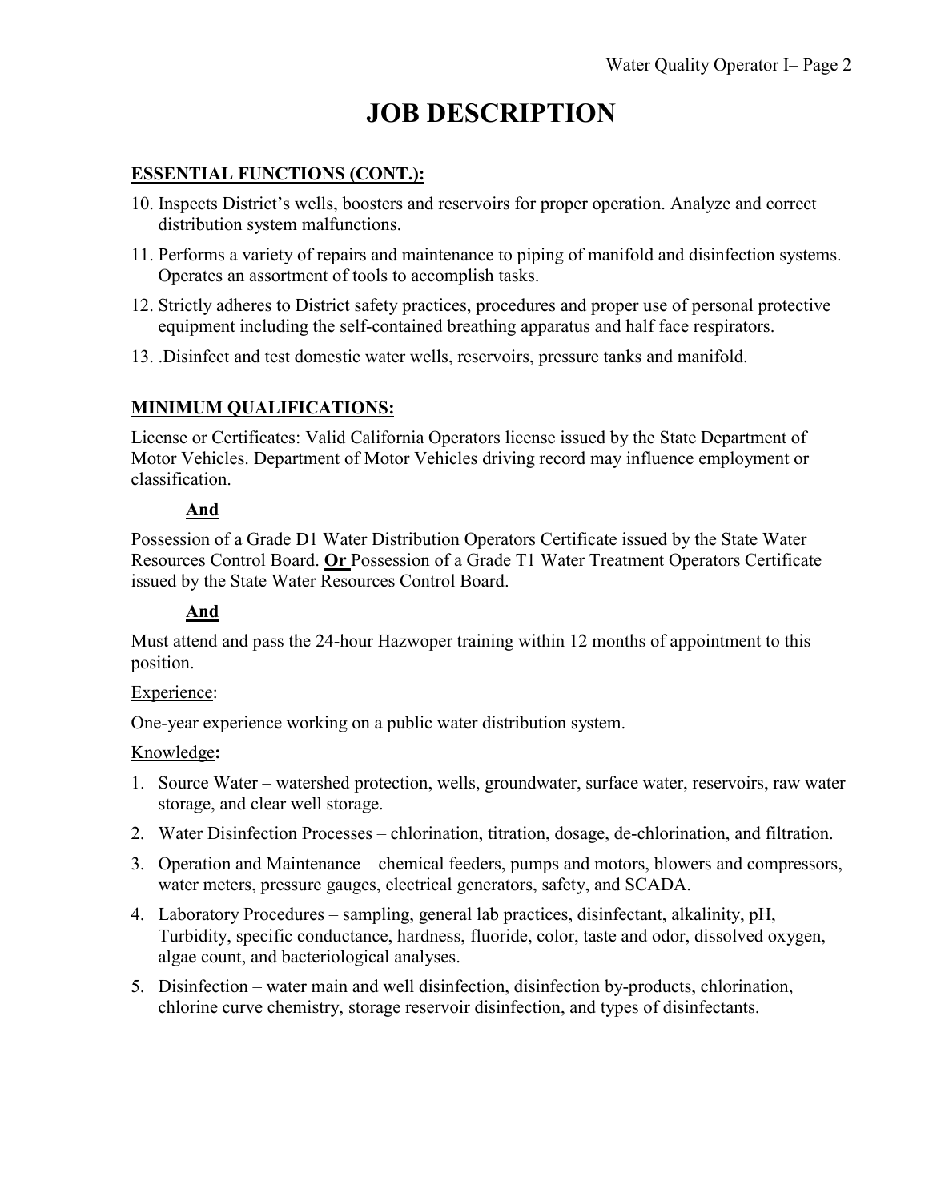# JOB DESCRIPTION

**ESSENTIAL FUNCTIONS (CONT.):**

10. Inspects District's wells, boosters and reservoirs for proper operation. Analyze and correct distribution system malfunctions.
11. Performs a variety of repairs and maintenance to piping of manifold and disinfection systems. Operates an assortment of tools to accomplish tasks.
12. Strictly adheres to District safety practices, procedures and proper use of personal protective equipment including the self-contained breathing apparatus and half face respirators.
13. .Disinfect and test domestic water wells, reservoirs, pressure tanks and manifold.

**MINIMUM QUALIFICATIONS:**

License or Certificates: Valid California Operators license issued by the State Department of Motor Vehicles. Department of Motor Vehicles driving record may influence employment or classification.

**And**

Possession of a Grade D1 Water Distribution Operators Certificate issued by the State Water Resources Control Board. **Or** Possession of a Grade T1 Water Treatment Operators Certificate issued by the State Water Resources Control Board.

**And**

Must attend and pass the 24-hour Hazwoper training within 12 months of appointment to this position.

Experience:

One-year experience working on a public water distribution system.

Knowledge**:**

1. Source Water – watershed protection, wells, groundwater, surface water, reservoirs, raw water storage, and clear well storage.
2. Water Disinfection Processes – chlorination, titration, dosage, de-chlorination, and filtration.
3. Operation and Maintenance – chemical feeders, pumps and motors, blowers and compressors, water meters, pressure gauges, electrical generators, safety, and SCADA.
4. Laboratory Procedures – sampling, general lab practices, disinfectant, alkalinity, pH, Turbidity, specific conductance, hardness, fluoride, color, taste and odor, dissolved oxygen, algae count, and bacteriological analyses.
5. Disinfection – water main and well disinfection, disinfection by-products, chlorination, chlorine curve chemistry, storage reservoir disinfection, and types of disinfectants.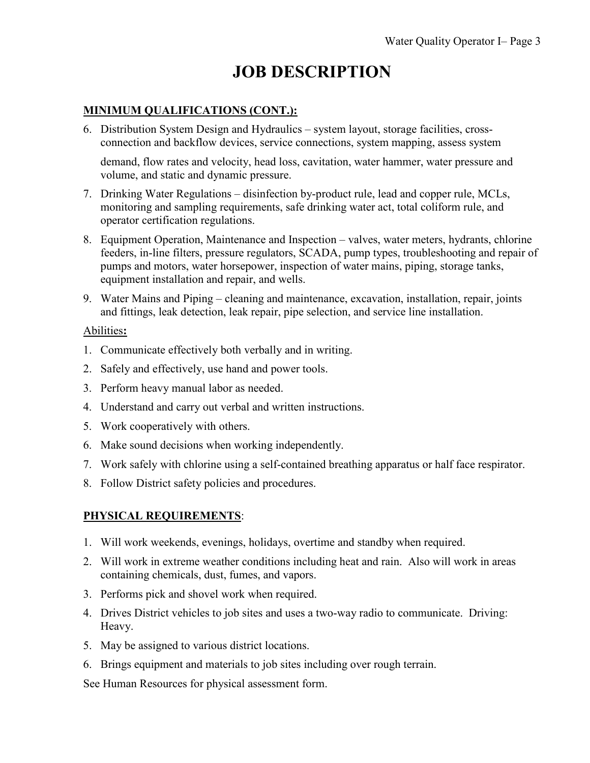# JOB DESCRIPTION

**MINIMUM QUALIFICATIONS (CONT.):**

6. Distribution System Design and Hydraulics – system layout, storage facilities, cross-connection and backflow devices, service connections, system mapping, assess system demand, flow rates and velocity, head loss, cavitation, water hammer, water pressure and volume, and static and dynamic pressure.
7. Drinking Water Regulations – disinfection by-product rule, lead and copper rule, MCLs, monitoring and sampling requirements, safe drinking water act, total coliform rule, and operator certification regulations.
8. Equipment Operation, Maintenance and Inspection – valves, water meters, hydrants, chlorine feeders, in-line filters, pressure regulators, SCADA, pump types, troubleshooting and repair of pumps and motors, water horsepower, inspection of water mains, piping, storage tanks, equipment installation and repair, and wells.
9. Water Mains and Piping – cleaning and maintenance, excavation, installation, repair, joints and fittings, leak detection, leak repair, pipe selection, and service line installation.

Abilities**:**

1. Communicate effectively both verbally and in writing.
2. Safely and effectively, use hand and power tools.
3. Perform heavy manual labor as needed.
4. Understand and carry out verbal and written instructions.
5. Work cooperatively with others.
6. Make sound decisions when working independently.
7. Work safely with chlorine using a self-contained breathing apparatus or half face respirator.
8. Follow District safety policies and procedures.

**PHYSICAL REQUIREMENTS**:

1. Will work weekends, evenings, holidays, overtime and standby when required.
2. Will work in extreme weather conditions including heat and rain. Also will work in areas containing chemicals, dust, fumes, and vapors.
3. Performs pick and shovel work when required.
4. Drives District vehicles to job sites and uses a two-way radio to communicate. Driving: Heavy.
5. May be assigned to various district locations.
6. Brings equipment and materials to job sites including over rough terrain.

See Human Resources for physical assessment form.